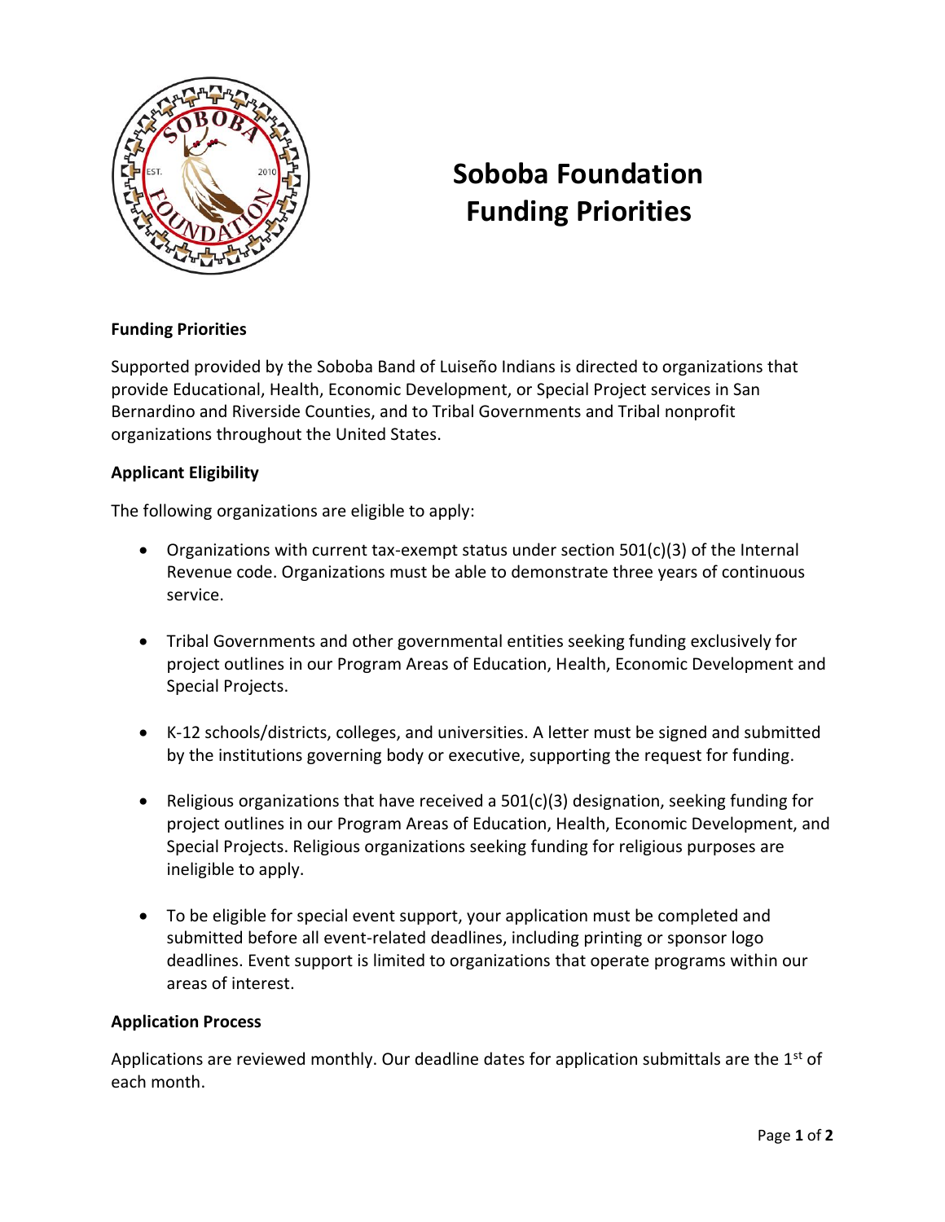# Soboba Foundation Funding Priorities

**Funding Priorities**

Supported provided by the Soboba Band of Luiseño Indians is directed to organizations that provide Educational, Health, Economic Development, or Special Project services in San Bernardino and Riverside Counties, and to Tribal Governments and Tribal nonprofit organizations throughout the United States.

**Applicant Eligibility**

The following organizations are eligible to apply:

- Organizations with current tax-exempt status under section 501(c)(3) of the Internal Revenue code. Organizations must be able to demonstrate three years of continuous service.
- Tribal Governments and other governmental entities seeking funding exclusively for project outlines in our Program Areas of Education, Health, Economic Development and Special Projects.
- K-12 schools/districts, colleges, and universities. A letter must be signed and submitted by the institutions governing body or executive, supporting the request for funding.
- Religious organizations that have received a 501(c)(3) designation, seeking funding for project outlines in our Program Areas of Education, Health, Economic Development, and Special Projects. Religious organizations seeking funding for religious purposes are ineligible to apply.
- To be eligible for special event support, your application must be completed and submitted before all event-related deadlines, including printing or sponsor logo deadlines. Event support is limited to organizations that operate programs within our areas of interest.

**Application Process**

Applications are reviewed monthly. Our deadline dates for application submittals are the 1st of each month.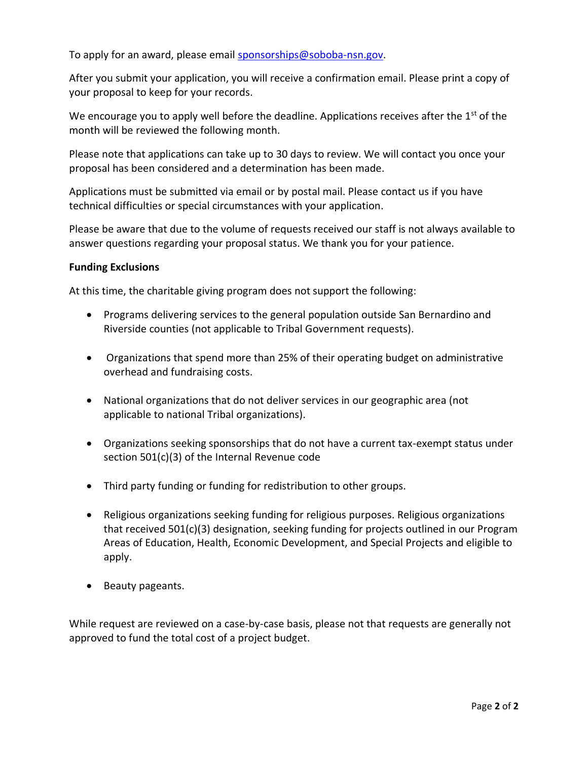To apply for an award, please email sponsorships@soboba-nsn.gov.

After you submit your application, you will receive a confirmation email. Please print a copy of your proposal to keep for your records.

We encourage you to apply well before the deadline. Applications receives after the 1st of the month will be reviewed the following month.

Please note that applications can take up to 30 days to review. We will contact you once your proposal has been considered and a determination has been made.

Applications must be submitted via email or by postal mail. Please contact us if you have technical difficulties or special circumstances with your application.

Please be aware that due to the volume of requests received our staff is not always available to answer questions regarding your proposal status. We thank you for your patience.

**Funding Exclusions**

At this time, the charitable giving program does not support the following:

- Programs delivering services to the general population outside San Bernardino and Riverside counties (not applicable to Tribal Government requests).
- Organizations that spend more than 25% of their operating budget on administrative overhead and fundraising costs.
- National organizations that do not deliver services in our geographic area (not applicable to national Tribal organizations).
- Organizations seeking sponsorships that do not have a current tax-exempt status under section 501(c)(3) of the Internal Revenue code
- Third party funding or funding for redistribution to other groups.
- Religious organizations seeking funding for religious purposes. Religious organizations that received 501(c)(3) designation, seeking funding for projects outlined in our Program Areas of Education, Health, Economic Development, and Special Projects and eligible to apply.
- Beauty pageants.

While request are reviewed on a case-by-case basis, please not that requests are generally not approved to fund the total cost of a project budget.